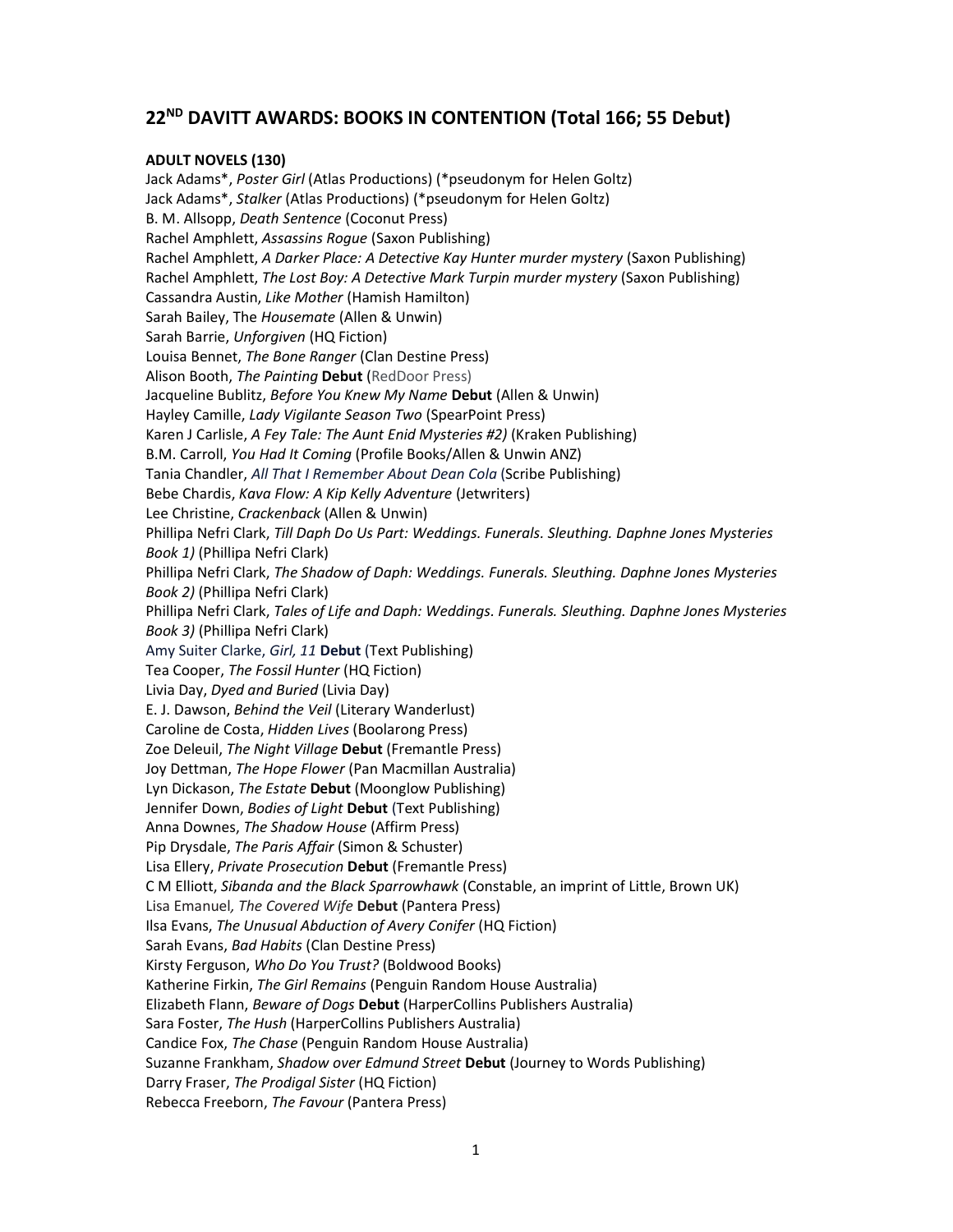# 22ND DAVITT AWARDS: BOOKS IN CONTENTION (Total 166; 55 Debut)

**ADULT NOVELS (130)**

Jack Adams*, *Poster Girl* (Atlas Productions) (*pseudonym for Helen Goltz)
Jack Adams*, *Stalker* (Atlas Productions) (*pseudonym for Helen Goltz)
B. M. Allsopp, *Death Sentence* (Coconut Press)
Rachel Amphlett, *Assassins Rogue* (Saxon Publishing)
Rachel Amphlett, *A Darker Place: A Detective Kay Hunter murder mystery* (Saxon Publishing)
Rachel Amphlett, *The Lost Boy: A Detective Mark Turpin murder mystery* (Saxon Publishing)
Cassandra Austin, *Like Mother* (Hamish Hamilton)
Sarah Bailey, The *Housemate* (Allen & Unwin)
Sarah Barrie, *Unforgiven* (HQ Fiction)
Louisa Bennet, *The Bone Ranger* (Clan Destine Press)
Alison Booth, *The Painting* **Debut** (RedDoor Press)
Jacqueline Bublitz, *Before You Knew My Name* **Debut** (Allen & Unwin)
Hayley Camille, *Lady Vigilante Season Two* (SpearPoint Press)
Karen J Carlisle, *A Fey Tale: The Aunt Enid Mysteries #2)* (Kraken Publishing)
B.M. Carroll, *You Had It Coming* (Profile Books/Allen & Unwin ANZ)
Tania Chandler, *All That I Remember About Dean Cola* (Scribe Publishing)
Bebe Chardis, *Kava Flow: A Kip Kelly Adventure* (Jetwriters)
Lee Christine, *Crackenback* (Allen & Unwin)
Phillipa Nefri Clark, *Till Daph Do Us Part: Weddings. Funerals. Sleuthing. Daphne Jones Mysteries Book 1)* (Phillipa Nefri Clark)
Phillipa Nefri Clark, *The Shadow of Daph: Weddings. Funerals. Sleuthing. Daphne Jones Mysteries Book 2)* (Phillipa Nefri Clark)
Phillipa Nefri Clark, *Tales of Life and Daph: Weddings. Funerals. Sleuthing. Daphne Jones Mysteries Book 3)* (Phillipa Nefri Clark)
Amy Suiter Clarke, *Girl, 11* **Debut** (Text Publishing)
Tea Cooper, *The Fossil Hunter* (HQ Fiction)
Livia Day, *Dyed and Buried* (Livia Day)
E. J. Dawson, *Behind the Veil* (Literary Wanderlust)
Caroline de Costa, *Hidden Lives* (Boolarong Press)
Zoe Deleuil, *The Night Village* **Debut** (Fremantle Press)
Joy Dettman, *The Hope Flower* (Pan Macmillan Australia)
Lyn Dickason, *The Estate* **Debut** (Moonglow Publishing)
Jennifer Down, *Bodies of Light* **Debut** (Text Publishing)
Anna Downes, *The Shadow House* (Affirm Press)
Pip Drysdale, *The Paris Affair* (Simon & Schuster)
Lisa Ellery, *Private Prosecution* **Debut** (Fremantle Press)
C M Elliott, *Sibanda and the Black Sparrowhawk* (Constable, an imprint of Little, Brown UK)
Lisa Emanuel, *The Covered Wife* **Debut** (Pantera Press)
Ilsa Evans, *The Unusual Abduction of Avery Conifer* (HQ Fiction)
Sarah Evans, *Bad Habits* (Clan Destine Press)
Kirsty Ferguson, *Who Do You Trust?* (Boldwood Books)
Katherine Firkin, *The Girl Remains* (Penguin Random House Australia)
Elizabeth Flann, *Beware of Dogs* **Debut** (HarperCollins Publishers Australia)
Sara Foster, *The Hush* (HarperCollins Publishers Australia)
Candice Fox, *The Chase* (Penguin Random House Australia)
Suzanne Frankham, *Shadow over Edmund Street* **Debut** (Journey to Words Publishing)
Darry Fraser, *The Prodigal Sister* (HQ Fiction)
Rebecca Freeborn, *The Favour* (Pantera Press)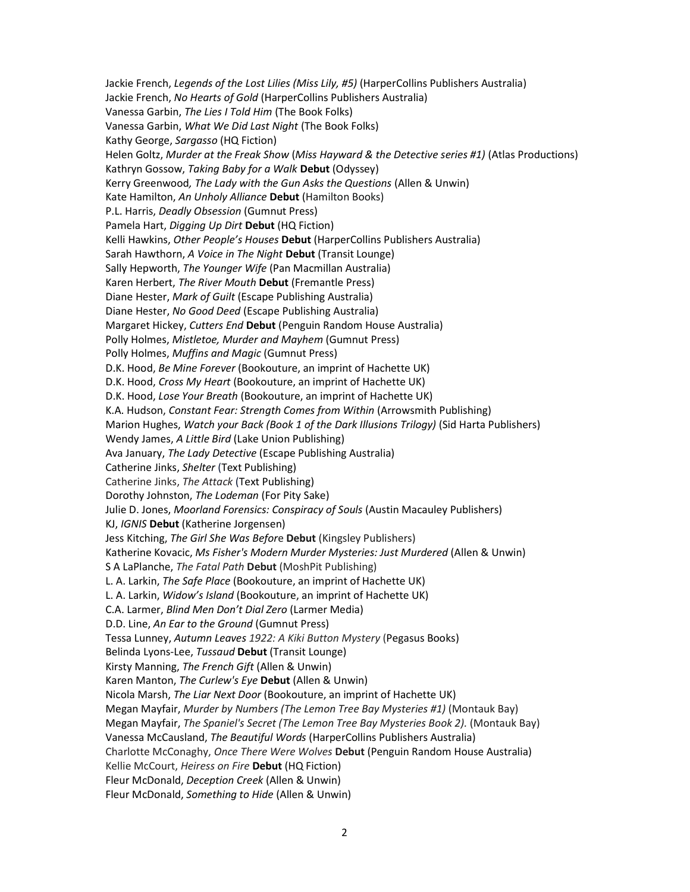Jackie French, *Legends of the Lost Lilies (Miss Lily, #5)* (HarperCollins Publishers Australia)
Jackie French, *No Hearts of Gold* (HarperCollins Publishers Australia)
Vanessa Garbin, *The Lies I Told Him* (The Book Folks)
Vanessa Garbin, *What We Did Last Night* (The Book Folks)
Kathy George, *Sargasso* (HQ Fiction)
Helen Goltz, *Murder at the Freak Show* (*Miss Hayward & the Detective series #1)* (Atlas Productions)
Kathryn Gossow, *Taking Baby for a Walk* **Debut** (Odyssey)
Kerry Greenwood*, The Lady with the Gun Asks the Questions* (Allen & Unwin)
Kate Hamilton, *An Unholy Alliance* **Debut** (Hamilton Books)
P.L. Harris, *Deadly Obsession* (Gumnut Press)
Pamela Hart, *Digging Up Dirt* **Debut** (HQ Fiction)
Kelli Hawkins, *Other People's Houses* **Debut** (HarperCollins Publishers Australia)
Sarah Hawthorn, *A Voice in The Night* **Debut** (Transit Lounge)
Sally Hepworth, *The Younger Wife* (Pan Macmillan Australia)
Karen Herbert, *The River Mouth* **Debut** (Fremantle Press)
Diane Hester, *Mark of Guilt* (Escape Publishing Australia)
Diane Hester, *No Good Deed* (Escape Publishing Australia)
Margaret Hickey, *Cutters End* **Debut** (Penguin Random House Australia)
Polly Holmes, *Mistletoe, Murder and Mayhem* (Gumnut Press)
Polly Holmes, *Muffins and Magic* (Gumnut Press)
D.K. Hood, *Be Mine Forever* (Bookouture, an imprint of Hachette UK)
D.K. Hood, *Cross My Heart* (Bookouture, an imprint of Hachette UK)
D.K. Hood, *Lose Your Breath* (Bookouture, an imprint of Hachette UK)
K.A. Hudson, *Constant Fear: Strength Comes from Within* (Arrowsmith Publishing)
Marion Hughes, *Watch your Back (Book 1 of the Dark Illusions Trilogy)* (Sid Harta Publishers)
Wendy James, *A Little Bird* (Lake Union Publishing)
Ava January, *The Lady Detective* (Escape Publishing Australia)
Catherine Jinks, *Shelter* (Text Publishing)
Catherine Jinks, *The Attack* (Text Publishing)
Dorothy Johnston, *The Lodeman* (For Pity Sake)
Julie D. Jones, *Moorland Forensics: Conspiracy of Souls* (Austin Macauley Publishers)
KJ, *IGNIS* **Debut** (Katherine Jorgensen)
Jess Kitching, *The Girl She Was Befor*e **Debut** (Kingsley Publishers)
Katherine Kovacic, *Ms Fisher's Modern Murder Mysteries: Just Murdered* (Allen & Unwin)
S A LaPlanche, *The Fatal Path* **Debut** (MoshPit Publishing)
L. A. Larkin, *The Safe Place* (Bookouture, an imprint of Hachette UK)
L. A. Larkin, *Widow's Island* (Bookouture, an imprint of Hachette UK)
C.A. Larmer, *Blind Men Don't Dial Zero* (Larmer Media)
D.D. Line, *An Ear to the Ground* (Gumnut Press)
Tessa Lunney, *Autumn Leaves 1922: A Kiki Button Mystery* (Pegasus Books)
Belinda Lyons-Lee, *Tussaud* **Debut** (Transit Lounge)
Kirsty Manning, *The French Gift* (Allen & Unwin)
Karen Manton, *The Curlew's Eye* **Debut** (Allen & Unwin)
Nicola Marsh, *The Liar Next Door* (Bookouture, an imprint of Hachette UK)
Megan Mayfair, *Murder by Numbers (The Lemon Tree Bay Mysteries #1)* (Montauk Bay)
Megan Mayfair, *The Spaniel's Secret (The Lemon Tree Bay Mysteries Book 2).* (Montauk Bay)
Vanessa McCausland, *The Beautiful Words* (HarperCollins Publishers Australia)
Charlotte McConaghy, *Once There Were Wolves* **Debut** (Penguin Random House Australia)
Kellie McCourt, *Heiress on Fire* **Debut** (HQ Fiction)
Fleur McDonald, *Deception Creek* (Allen & Unwin)
Fleur McDonald, *Something to Hide* (Allen & Unwin)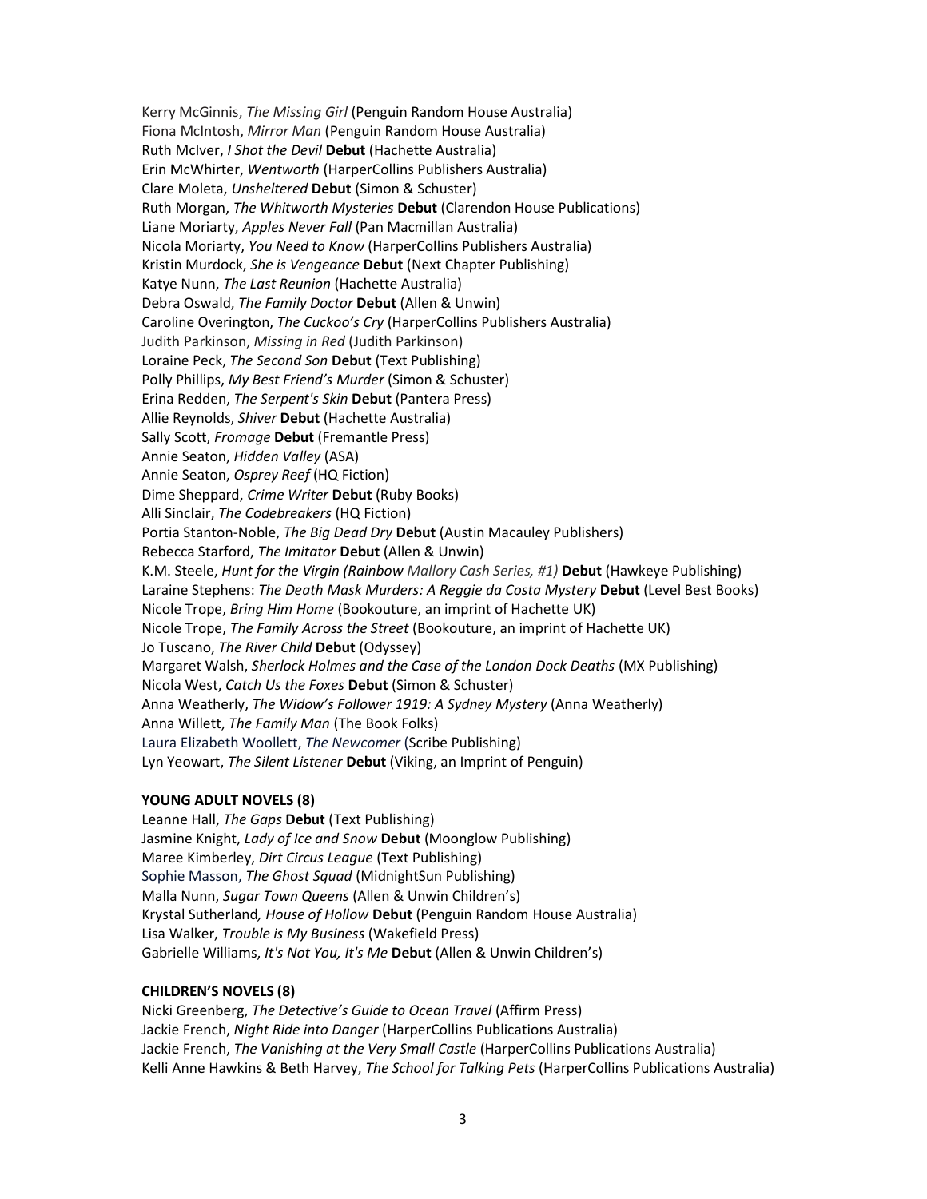Kerry McGinnis, *The Missing Girl* (Penguin Random House Australia)
Fiona McIntosh, *Mirror Man* (Penguin Random House Australia)
Ruth McIver, *I Shot the Devil* **Debut** (Hachette Australia)
Erin McWhirter, *Wentworth* (HarperCollins Publishers Australia)
Clare Moleta, *Unsheltered* **Debut** (Simon & Schuster)
Ruth Morgan, *The Whitworth Mysteries* **Debut** (Clarendon House Publications)
Liane Moriarty, *Apples Never Fall* (Pan Macmillan Australia)
Nicola Moriarty, *You Need to Know* (HarperCollins Publishers Australia)
Kristin Murdock, *She is Vengeance* **Debut** (Next Chapter Publishing)
Katye Nunn, *The Last Reunion* (Hachette Australia)
Debra Oswald, *The Family Doctor* **Debut** (Allen & Unwin)
Caroline Overington, *The Cuckoo's Cry* (HarperCollins Publishers Australia)
Judith Parkinson, *Missing in Red* (Judith Parkinson)
Loraine Peck, *The Second Son* **Debut** (Text Publishing)
Polly Phillips, *My Best Friend's Murder* (Simon & Schuster)
Erina Redden, *The Serpent's Skin* **Debut** (Pantera Press)
Allie Reynolds, *Shiver* **Debut** (Hachette Australia)
Sally Scott, *Fromage* **Debut** (Fremantle Press)
Annie Seaton, *Hidden Valley* (ASA)
Annie Seaton, *Osprey Reef* (HQ Fiction)
Dime Sheppard, *Crime Writer* **Debut** (Ruby Books)
Alli Sinclair, *The Codebreakers* (HQ Fiction)
Portia Stanton-Noble, *The Big Dead Dry* **Debut** (Austin Macauley Publishers)
Rebecca Starford, *The Imitator* **Debut** (Allen & Unwin)
K.M. Steele, *Hunt for the Virgin (Rainbow Mallory Cash Series, #1)* **Debut** (Hawkeye Publishing)
Laraine Stephens: *The Death Mask Murders: A Reggie da Costa Mystery* **Debut** (Level Best Books)
Nicole Trope, *Bring Him Home* (Bookouture, an imprint of Hachette UK)
Nicole Trope, *The Family Across the Street* (Bookouture, an imprint of Hachette UK)
Jo Tuscano, *The River Child* **Debut** (Odyssey)
Margaret Walsh, *Sherlock Holmes and the Case of the London Dock Deaths* (MX Publishing)
Nicola West, *Catch Us the Foxes* **Debut** (Simon & Schuster)
Anna Weatherly, *The Widow's Follower 1919: A Sydney Mystery* (Anna Weatherly)
Anna Willett, *The Family Man* (The Book Folks)
Laura Elizabeth Woollett, *The Newcomer* (Scribe Publishing)
Lyn Yeowart, *The Silent Listener* **Debut** (Viking, an Imprint of Penguin)

**YOUNG ADULT NOVELS (8)**

Leanne Hall, *The Gaps* **Debut** (Text Publishing)
Jasmine Knight, *Lady of Ice and Snow* **Debut** (Moonglow Publishing)
Maree Kimberley, *Dirt Circus League* (Text Publishing)
Sophie Masson, *The Ghost Squad* (MidnightSun Publishing)
Malla Nunn, *Sugar Town Queens* (Allen & Unwin Children's)
Krystal Sutherland*, House of Hollow* **Debut** (Penguin Random House Australia)
Lisa Walker, *Trouble is My Business* (Wakefield Press)
Gabrielle Williams, *It's Not You, It's Me* **Debut** (Allen & Unwin Children's)

**CHILDREN'S NOVELS (8)**

Nicki Greenberg, *The Detective's Guide to Ocean Travel* (Affirm Press)
Jackie French, *Night Ride into Danger* (HarperCollins Publications Australia)
Jackie French, *The Vanishing at the Very Small Castle* (HarperCollins Publications Australia)
Kelli Anne Hawkins & Beth Harvey, *The School for Talking Pets* (HarperCollins Publications Australia)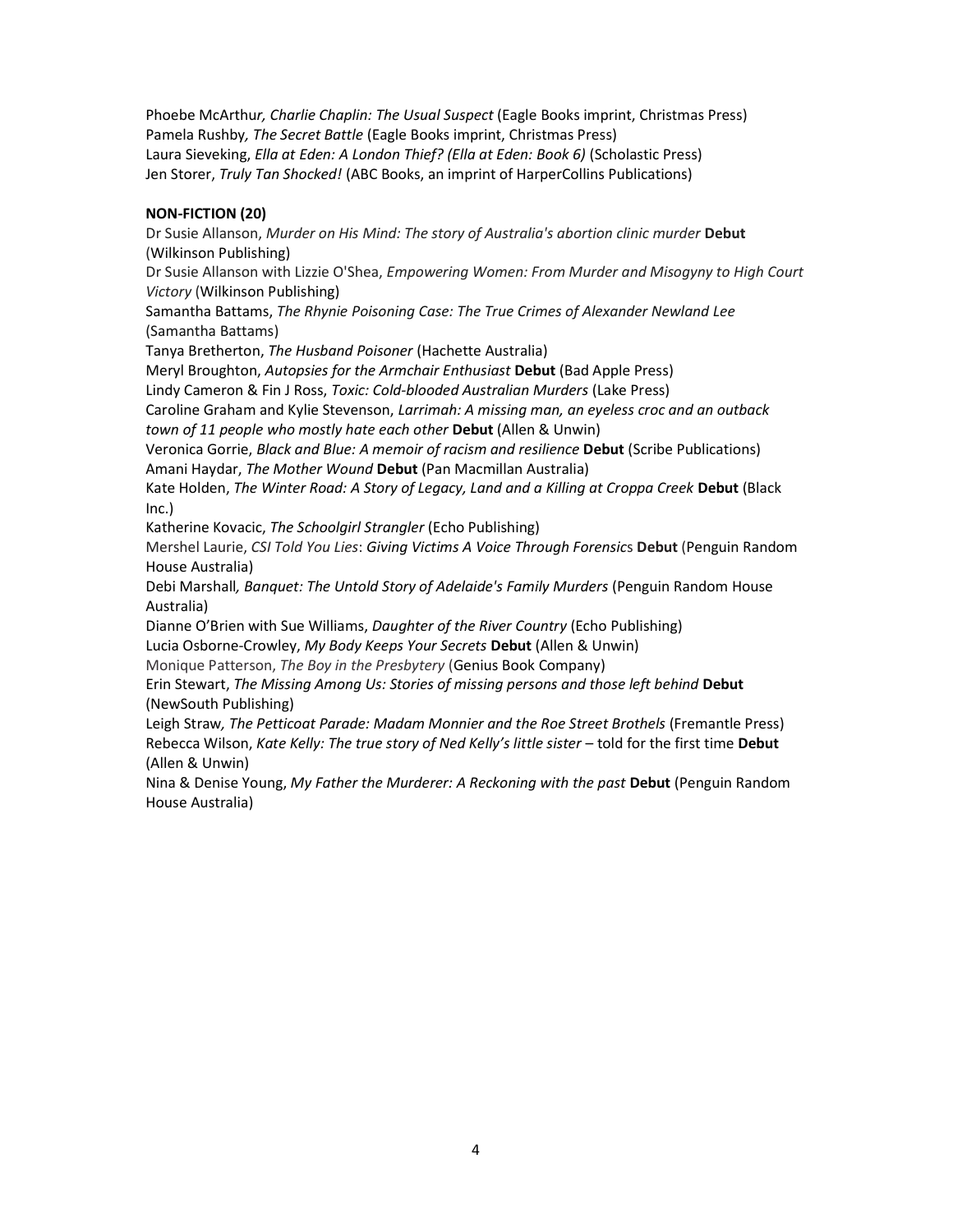Phoebe McArthur*, Charlie Chaplin: The Usual Suspect* (Eagle Books imprint, Christmas Press)
Pamela Rushby*, The Secret Battle* (Eagle Books imprint, Christmas Press)
Laura Sieveking, *Ella at Eden: A London Thief? (Ella at Eden: Book 6)* (Scholastic Press)
Jen Storer, *Truly Tan Shocked!* (ABC Books, an imprint of HarperCollins Publications)

**NON-FICTION (20)**

Dr Susie Allanson, *Murder on His Mind: The story of Australia's abortion clinic murder* **Debut** (Wilkinson Publishing)
Dr Susie Allanson with Lizzie O'Shea, *Empowering Women: From Murder and Misogyny to High Court Victory* (Wilkinson Publishing)
Samantha Battams, *The Rhynie Poisoning Case: The True Crimes of Alexander Newland Lee* (Samantha Battams)
Tanya Bretherton, *The Husband Poisoner* (Hachette Australia)
Meryl Broughton, *Autopsies for the Armchair Enthusiast* **Debut** (Bad Apple Press)
Lindy Cameron & Fin J Ross, *Toxic: Cold-blooded Australian Murders* (Lake Press)
Caroline Graham and Kylie Stevenson, *Larrimah: A missing man, an eyeless croc and an outback town of 11 people who mostly hate each other* **Debut** (Allen & Unwin)
Veronica Gorrie, *Black and Blue: A memoir of racism and resilience* **Debut** (Scribe Publications)
Amani Haydar, *The Mother Wound* **Debut** (Pan Macmillan Australia)
Kate Holden, *The Winter Road: A Story of Legacy, Land and a Killing at Croppa Creek* **Debut** (Black Inc.)
Katherine Kovacic, *The Schoolgirl Strangler* (Echo Publishing)
Mershel Laurie, *CSI Told You Lies*: *Giving Victims A Voice Through Forensics* **Debut** (Penguin Random House Australia)
Debi Marshall*, Banquet: The Untold Story of Adelaide's Family Murders* (Penguin Random House Australia)
Dianne O'Brien with Sue Williams, *Daughter of the River Country* (Echo Publishing)
Lucia Osborne-Crowley, *My Body Keeps Your Secrets* **Debut** (Allen & Unwin)
Monique Patterson, *The Boy in the Presbytery* (Genius Book Company)
Erin Stewart, *The Missing Among Us: Stories of missing persons and those left behind* **Debut** (NewSouth Publishing)
Leigh Straw*, The Petticoat Parade: Madam Monnier and the Roe Street Brothels* (Fremantle Press)
Rebecca Wilson, *Kate Kelly: The true story of Ned Kelly's little sister* – told for the first time **Debut** (Allen & Unwin)
Nina & Denise Young, *My Father the Murderer: A Reckoning with the past* **Debut** (Penguin Random House Australia)